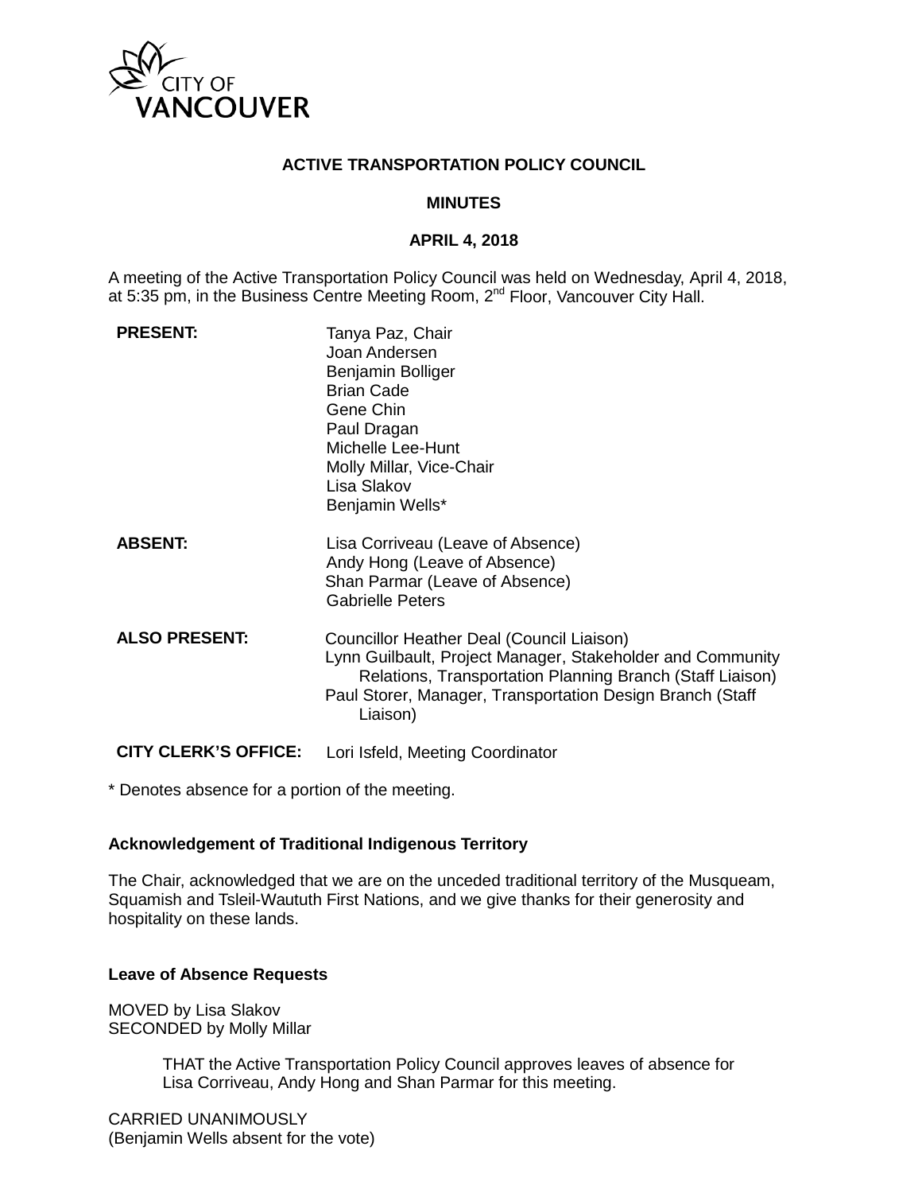CITY OF VANCOUVER

**ACTIVE TRANSPORTATION POLICY COUNCIL**

**MINUTES**

**APRIL 4, 2018**

A meeting of the Active Transportation Policy Council was held on Wednesday, April 4, 2018, at 5:35 pm, in the Business Centre Meeting Room, 2nd Floor, Vancouver City Hall.

| | |
|---|---|
| **PRESENT:** | Tanya Paz, Chair<br>Joan Andersen<br>Benjamin Bolliger<br>Brian Cade<br>Gene Chin<br>Paul Dragan<br>Michelle Lee-Hunt<br>Molly Millar, Vice-Chair<br>Lisa Slakov<br>Benjamin Wells* |
| **ABSENT:** | Lisa Corriveau (Leave of Absence)<br>Andy Hong (Leave of Absence)<br>Shan Parmar (Leave of Absence)<br>Gabrielle Peters |
| **ALSO PRESENT:** | Councillor Heather Deal (Council Liaison)<br>Lynn Guilbault, Project Manager, Stakeholder and Community Relations, Transportation Planning Branch (Staff Liaison)<br>Paul Storer, Manager, Transportation Design Branch (Staff Liaison) |
| **CITY CLERK'S OFFICE:** | Lori Isfeld, Meeting Coordinator |

\* Denotes absence for a portion of the meeting.

**Acknowledgement of Traditional Indigenous Territory**

The Chair, acknowledged that we are on the unceded traditional territory of the Musqueam, Squamish and Tsleil-Waututh First Nations, and we give thanks for their generosity and hospitality on these lands.

**Leave of Absence Requests**

MOVED by Lisa Slakov
SECONDED by Molly Millar

> THAT the Active Transportation Policy Council approves leaves of absence for Lisa Corriveau, Andy Hong and Shan Parmar for this meeting.

CARRIED UNANIMOUSLY
(Benjamin Wells absent for the vote)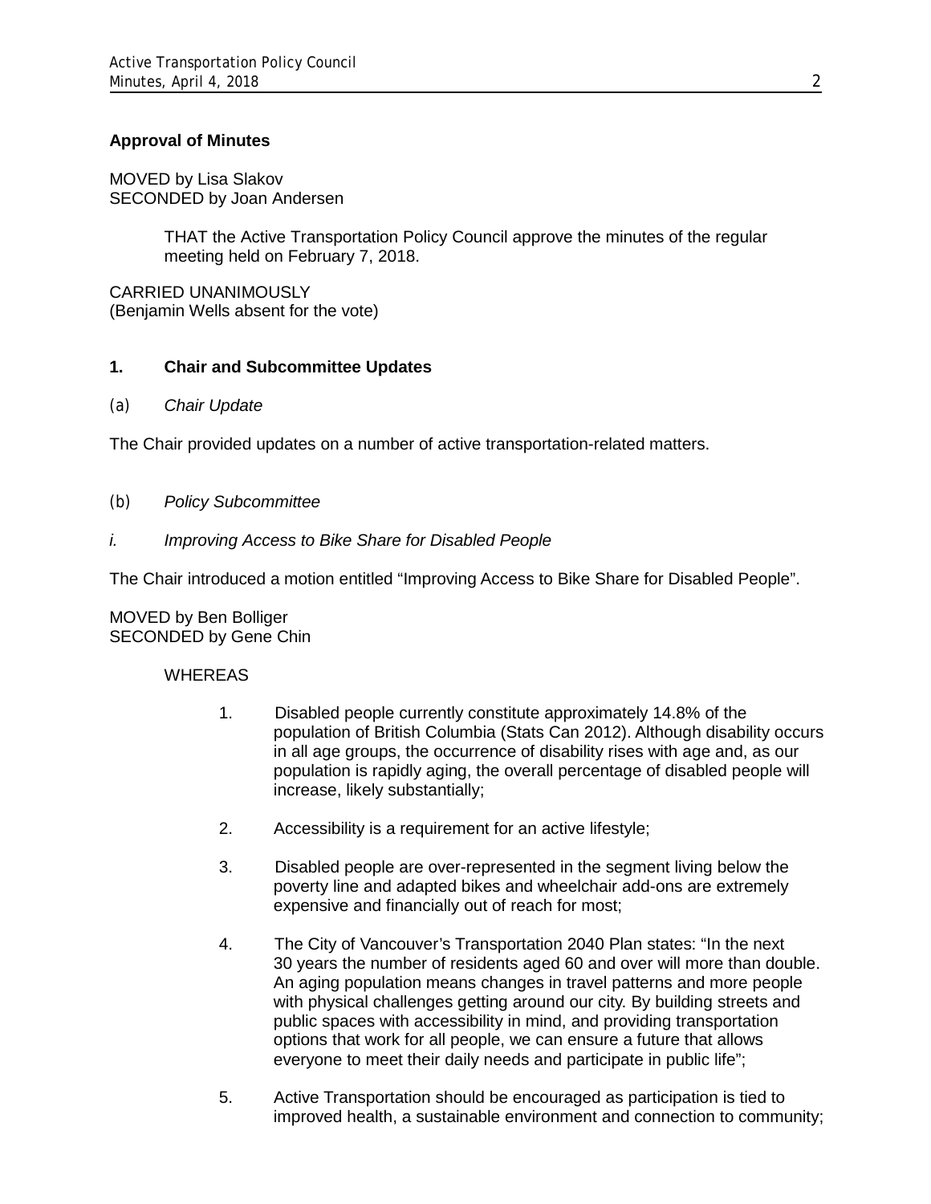**Approval of Minutes**

MOVED by Lisa Slakov
SECONDED by Joan Andersen

> THAT the Active Transportation Policy Council approve the minutes of the regular meeting held on February 7, 2018.

CARRIED UNANIMOUSLY
(Benjamin Wells absent for the vote)

## 1. Chair and Subcommittee Updates

### (a) *Chair Update*

The Chair provided updates on a number of active transportation-related matters.

### (b) *Policy Subcommittee*

#### *i. Improving Access to Bike Share for Disabled People*

The Chair introduced a motion entitled "Improving Access to Bike Share for Disabled People".

MOVED by Ben Bolliger
SECONDED by Gene Chin

WHEREAS

1. Disabled people currently constitute approximately 14.8% of the population of British Columbia (Stats Can 2012). Although disability occurs in all age groups, the occurrence of disability rises with age and, as our population is rapidly aging, the overall percentage of disabled people will increase, likely substantially;

2. Accessibility is a requirement for an active lifestyle;

3. Disabled people are over-represented in the segment living below the poverty line and adapted bikes and wheelchair add-ons are extremely expensive and financially out of reach for most;

4. The City of Vancouver's Transportation 2040 Plan states: "In the next 30 years the number of residents aged 60 and over will more than double. An aging population means changes in travel patterns and more people with physical challenges getting around our city. By building streets and public spaces with accessibility in mind, and providing transportation options that work for all people, we can ensure a future that allows everyone to meet their daily needs and participate in public life";

5. Active Transportation should be encouraged as participation is tied to improved health, a sustainable environment and connection to community;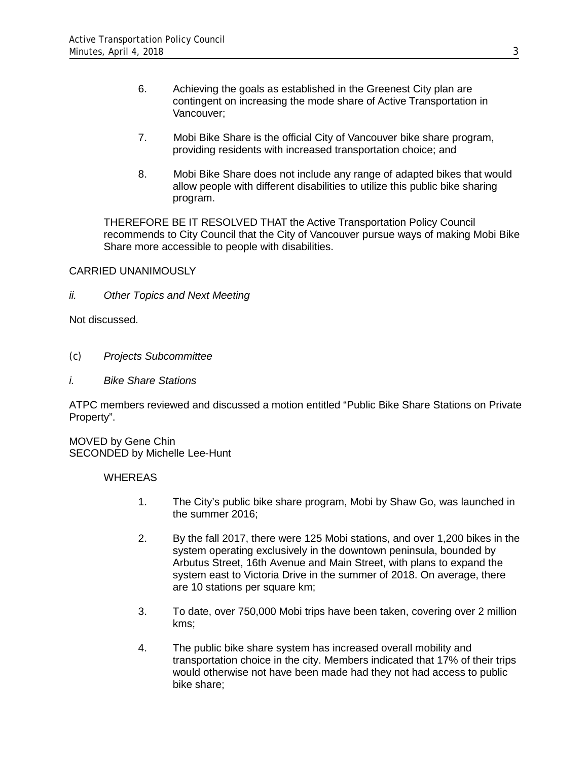6. Achieving the goals as established in the Greenest City plan are contingent on increasing the mode share of Active Transportation in Vancouver;

7. Mobi Bike Share is the official City of Vancouver bike share program, providing residents with increased transportation choice; and

8. Mobi Bike Share does not include any range of adapted bikes that would allow people with different disabilities to utilize this public bike sharing program.

THEREFORE BE IT RESOLVED THAT the Active Transportation Policy Council recommends to City Council that the City of Vancouver pursue ways of making Mobi Bike Share more accessible to people with disabilities.

CARRIED UNANIMOUSLY

*ii. Other Topics and Next Meeting*

Not discussed.

(c) *Projects Subcommittee*

*i. Bike Share Stations*

ATPC members reviewed and discussed a motion entitled “Public Bike Share Stations on Private Property”.

MOVED by Gene Chin
SECONDED by Michelle Lee-Hunt

WHEREAS

1. The City's public bike share program, Mobi by Shaw Go, was launched in the summer 2016;

2. By the fall 2017, there were 125 Mobi stations, and over 1,200 bikes in the system operating exclusively in the downtown peninsula, bounded by Arbutus Street, 16th Avenue and Main Street, with plans to expand the system east to Victoria Drive in the summer of 2018. On average, there are 10 stations per square km;

3. To date, over 750,000 Mobi trips have been taken, covering over 2 million kms;

4. The public bike share system has increased overall mobility and transportation choice in the city. Members indicated that 17% of their trips would otherwise not have been made had they not had access to public bike share;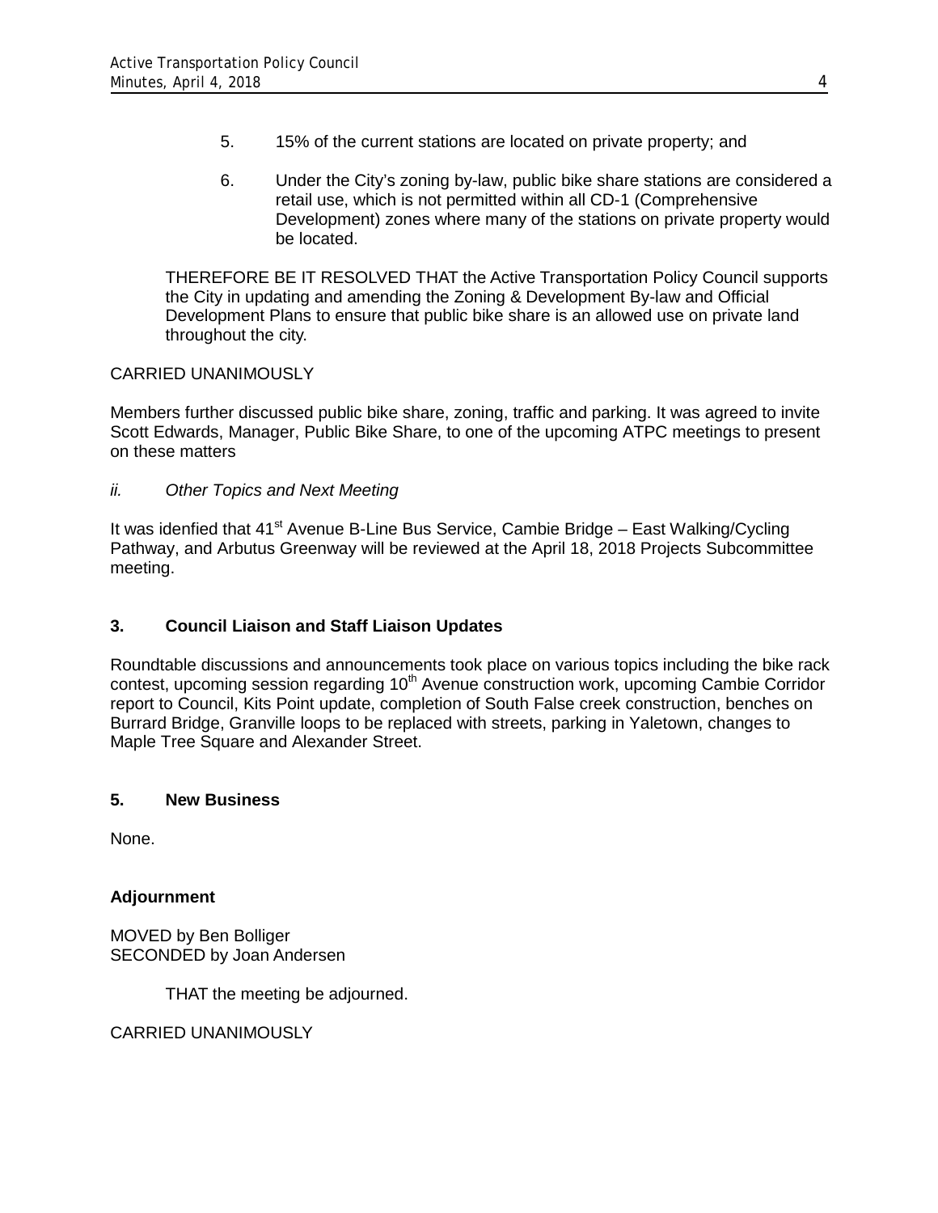5. 15% of the current stations are located on private property; and

6. Under the City's zoning by-law, public bike share stations are considered a retail use, which is not permitted within all CD-1 (Comprehensive Development) zones where many of the stations on private property would be located.

THEREFORE BE IT RESOLVED THAT the Active Transportation Policy Council supports the City in updating and amending the Zoning & Development By-law and Official Development Plans to ensure that public bike share is an allowed use on private land throughout the city.

CARRIED UNANIMOUSLY

Members further discussed public bike share, zoning, traffic and parking. It was agreed to invite Scott Edwards, Manager, Public Bike Share, to one of the upcoming ATPC meetings to present on these matters

*ii. Other Topics and Next Meeting*

It was idenfied that 41st Avenue B-Line Bus Service, Cambie Bridge – East Walking/Cycling Pathway, and Arbutus Greenway will be reviewed at the April 18, 2018 Projects Subcommittee meeting.

## 3. Council Liaison and Staff Liaison Updates

Roundtable discussions and announcements took place on various topics including the bike rack contest, upcoming session regarding 10th Avenue construction work, upcoming Cambie Corridor report to Council, Kits Point update, completion of South False creek construction, benches on Burrard Bridge, Granville loops to be replaced with streets, parking in Yaletown, changes to Maple Tree Square and Alexander Street.

## 5. New Business

None.

## Adjournment

MOVED by Ben Bolliger
SECONDED by Joan Andersen

THAT the meeting be adjourned.

CARRIED UNANIMOUSLY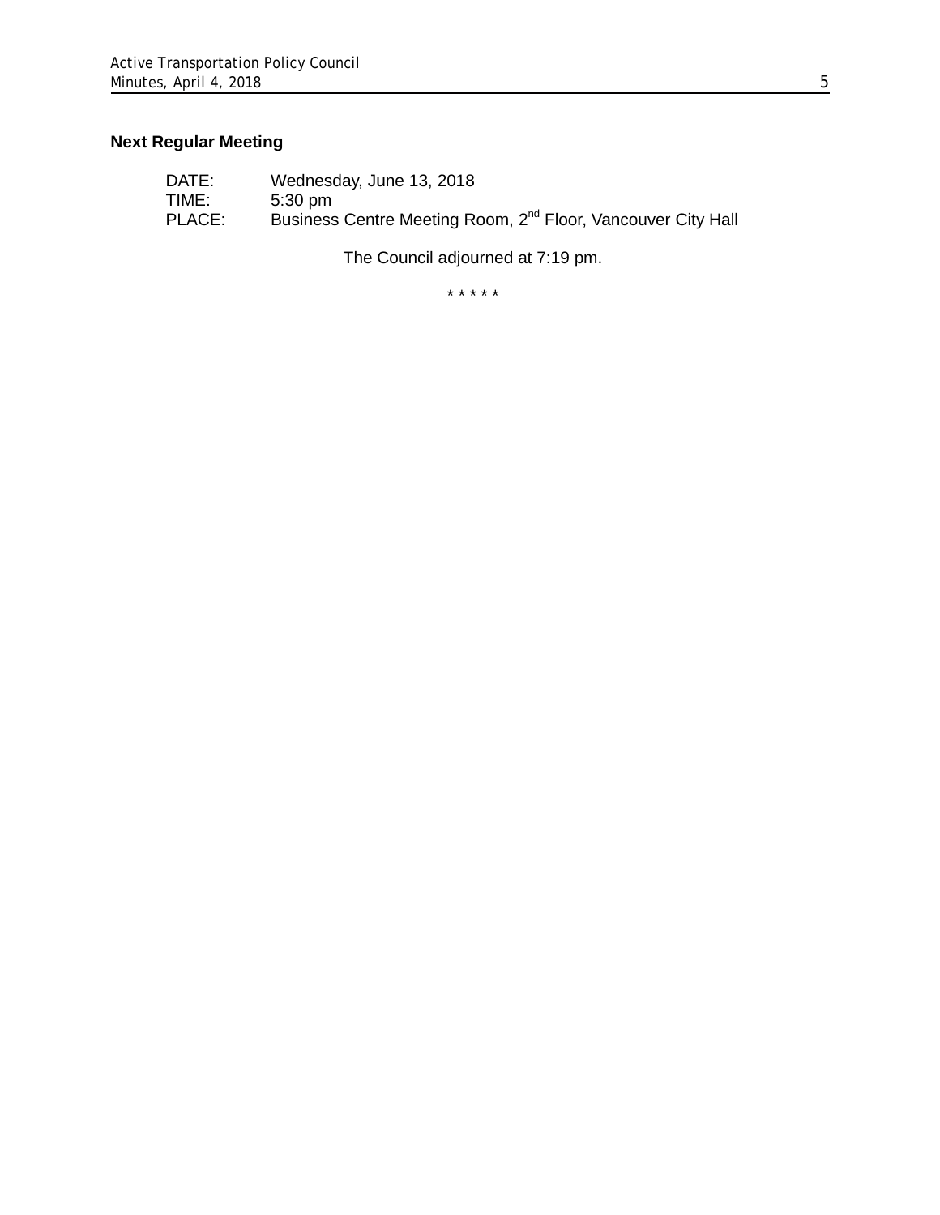**Next Regular Meeting**

DATE: Wednesday, June 13, 2018
TIME: 5:30 pm
PLACE: Business Centre Meeting Room, 2nd Floor, Vancouver City Hall

The Council adjourned at 7:19 pm.

* * * * *